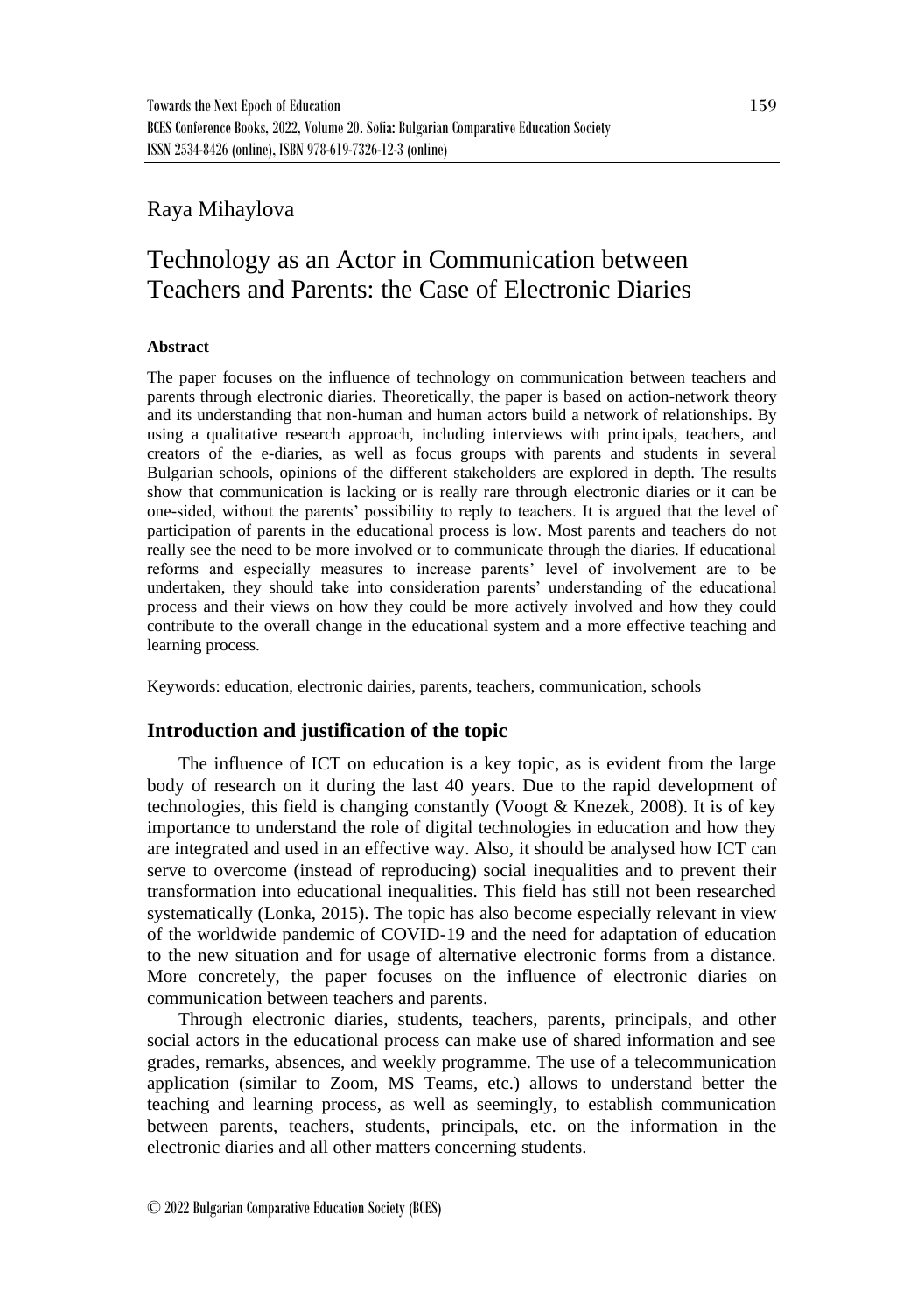Raya Mihaylova

# Technology as an Actor in Communication between Teachers and Parents: the Case of Electronic Diaries

**Abstract**

The paper focuses on the influence of technology on communication between teachers and parents through electronic diaries. Theoretically, the paper is based on action-network theory and its understanding that non-human and human actors build a network of relationships. By using a qualitative research approach, including interviews with principals, teachers, and creators of the e-diaries, as well as focus groups with parents and students in several Bulgarian schools, opinions of the different stakeholders are explored in depth. The results show that communication is lacking or is really rare through electronic diaries or it can be one-sided, without the parents' possibility to reply to teachers. It is argued that the level of participation of parents in the educational process is low. Most parents and teachers do not really see the need to be more involved or to communicate through the diaries. If educational reforms and especially measures to increase parents' level of involvement are to be undertaken, they should take into consideration parents' understanding of the educational process and their views on how they could be more actively involved and how they could contribute to the overall change in the educational system and a more effective teaching and learning process.

Keywords: education, electronic dairies, parents, teachers, communication, schools

## Introduction and justification of the topic

The influence of ICT on education is a key topic, as is evident from the large body of research on it during the last 40 years. Due to the rapid development of technologies, this field is changing constantly (Voogt & Knezek, 2008). It is of key importance to understand the role of digital technologies in education and how they are integrated and used in an effective way. Also, it should be analysed how ICT can serve to overcome (instead of reproducing) social inequalities and to prevent their transformation into educational inequalities. This field has still not been researched systematically (Lonka, 2015). The topic has also become especially relevant in view of the worldwide pandemic of COVID-19 and the need for adaptation of education to the new situation and for usage of alternative electronic forms from a distance. More concretely, the paper focuses on the influence of electronic diaries on communication between teachers and parents.

Through electronic diaries, students, teachers, parents, principals, and other social actors in the educational process can make use of shared information and see grades, remarks, absences, and weekly programme. The use of a telecommunication application (similar to Zoom, MS Teams, etc.) allows to understand better the teaching and learning process, as well as seemingly, to establish communication between parents, teachers, students, principals, etc. on the information in the electronic diaries and all other matters concerning students.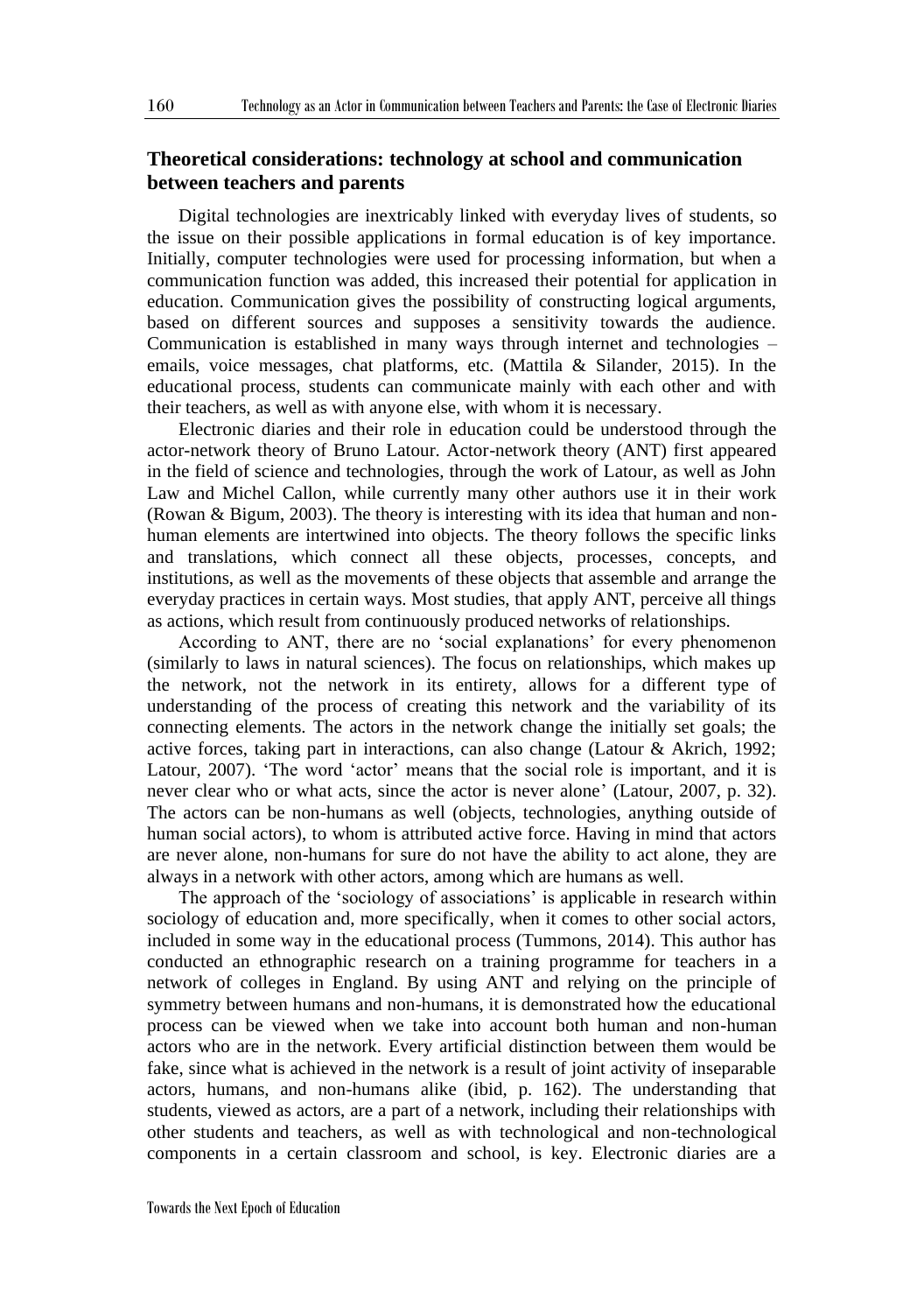## Theoretical considerations: technology at school and communication between teachers and parents

Digital technologies are inextricably linked with everyday lives of students, so the issue on their possible applications in formal education is of key importance. Initially, computer technologies were used for processing information, but when a communication function was added, this increased their potential for application in education. Communication gives the possibility of constructing logical arguments, based on different sources and supposes a sensitivity towards the audience. Communication is established in many ways through internet and technologies – emails, voice messages, chat platforms, etc. (Mattila & Silander, 2015). In the educational process, students can communicate mainly with each other and with their teachers, as well as with anyone else, with whom it is necessary.

Electronic diaries and their role in education could be understood through the actor-network theory of Bruno Latour. Actor-network theory (ANT) first appeared in the field of science and technologies, through the work of Latour, as well as John Law and Michel Callon, while currently many other authors use it in their work (Rowan & Bigum, 2003). The theory is interesting with its idea that human and non-human elements are intertwined into objects. The theory follows the specific links and translations, which connect all these objects, processes, concepts, and institutions, as well as the movements of these objects that assemble and arrange the everyday practices in certain ways. Most studies, that apply ANT, perceive all things as actions, which result from continuously produced networks of relationships.

According to ANT, there are no 'social explanations' for every phenomenon (similarly to laws in natural sciences). The focus on relationships, which makes up the network, not the network in its entirety, allows for a different type of understanding of the process of creating this network and the variability of its connecting elements. The actors in the network change the initially set goals; the active forces, taking part in interactions, can also change (Latour & Akrich, 1992; Latour, 2007). 'The word 'actor' means that the social role is important, and it is never clear who or what acts, since the actor is never alone' (Latour, 2007, p. 32). The actors can be non-humans as well (objects, technologies, anything outside of human social actors), to whom is attributed active force. Having in mind that actors are never alone, non-humans for sure do not have the ability to act alone, they are always in a network with other actors, among which are humans as well.

The approach of the 'sociology of associations' is applicable in research within sociology of education and, more specifically, when it comes to other social actors, included in some way in the educational process (Tummons, 2014). This author has conducted an ethnographic research on a training programme for teachers in a network of colleges in England. By using ANT and relying on the principle of symmetry between humans and non-humans, it is demonstrated how the educational process can be viewed when we take into account both human and non-human actors who are in the network. Every artificial distinction between them would be fake, since what is achieved in the network is a result of joint activity of inseparable actors, humans, and non-humans alike (ibid, p. 162). The understanding that students, viewed as actors, are a part of a network, including their relationships with other students and teachers, as well as with technological and non-technological components in a certain classroom and school, is key. Electronic diaries are a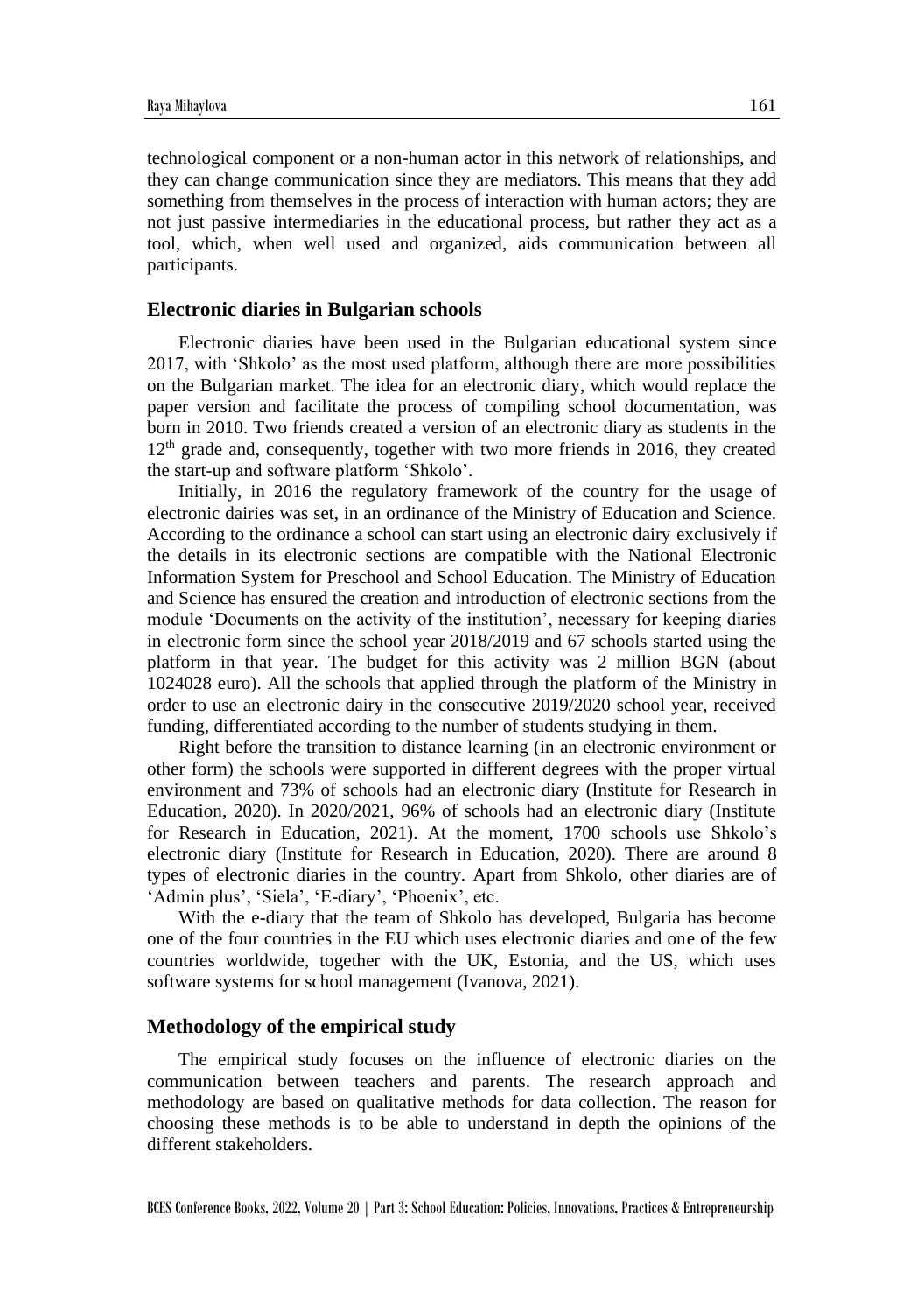technological component or a non-human actor in this network of relationships, and they can change communication since they are mediators. This means that they add something from themselves in the process of interaction with human actors; they are not just passive intermediaries in the educational process, but rather they act as a tool, which, when well used and organized, aids communication between all participants.

## Electronic diaries in Bulgarian schools

Electronic diaries have been used in the Bulgarian educational system since 2017, with 'Shkolo' as the most used platform, although there are more possibilities on the Bulgarian market. The idea for an electronic diary, which would replace the paper version and facilitate the process of compiling school documentation, was born in 2010. Two friends created a version of an electronic diary as students in the 12th grade and, consequently, together with two more friends in 2016, they created the start-up and software platform 'Shkolo'.

Initially, in 2016 the regulatory framework of the country for the usage of electronic dairies was set, in an ordinance of the Ministry of Education and Science. According to the ordinance a school can start using an electronic dairy exclusively if the details in its electronic sections are compatible with the National Electronic Information System for Preschool and School Education. The Ministry of Education and Science has ensured the creation and introduction of electronic sections from the module 'Documents on the activity of the institution', necessary for keeping diaries in electronic form since the school year 2018/2019 and 67 schools started using the platform in that year. The budget for this activity was 2 million BGN (about 1024028 euro). All the schools that applied through the platform of the Ministry in order to use an electronic dairy in the consecutive 2019/2020 school year, received funding, differentiated according to the number of students studying in them.

Right before the transition to distance learning (in an electronic environment or other form) the schools were supported in different degrees with the proper virtual environment and 73% of schools had an electronic diary (Institute for Research in Education, 2020). In 2020/2021, 96% of schools had an electronic diary (Institute for Research in Education, 2021). At the moment, 1700 schools use Shkolo's electronic diary (Institute for Research in Education, 2020). There are around 8 types of electronic diaries in the country. Apart from Shkolo, other diaries are of 'Admin plus', 'Siela', 'E-diary', 'Phoenix', etc.

With the e-diary that the team of Shkolo has developed, Bulgaria has become one of the four countries in the EU which uses electronic diaries and one of the few countries worldwide, together with the UK, Estonia, and the US, which uses software systems for school management (Ivanova, 2021).

## Methodology of the empirical study

The empirical study focuses on the influence of electronic diaries on the communication between teachers and parents. The research approach and methodology are based on qualitative methods for data collection. The reason for choosing these methods is to be able to understand in depth the opinions of the different stakeholders.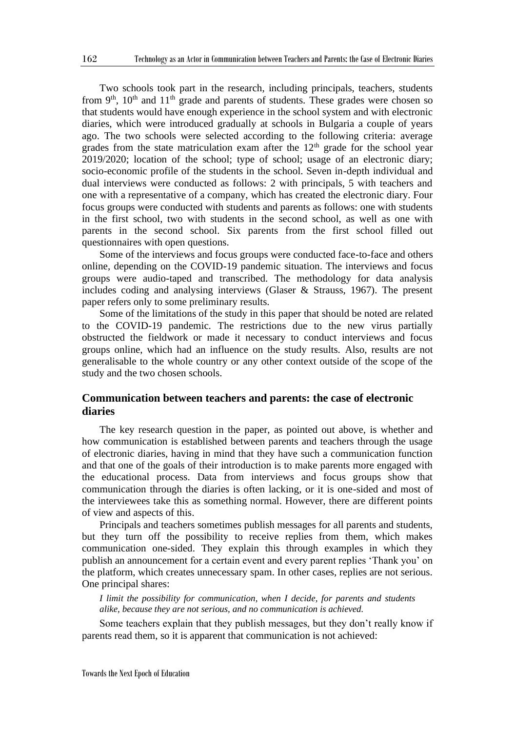Two schools took part in the research, including principals, teachers, students from 9th, 10th and 11th grade and parents of students. These grades were chosen so that students would have enough experience in the school system and with electronic diaries, which were introduced gradually at schools in Bulgaria a couple of years ago. The two schools were selected according to the following criteria: average grades from the state matriculation exam after the 12th grade for the school year 2019/2020; location of the school; type of school; usage of an electronic diary; socio-economic profile of the students in the school. Seven in-depth individual and dual interviews were conducted as follows: 2 with principals, 5 with teachers and one with a representative of a company, which has created the electronic diary. Four focus groups were conducted with students and parents as follows: one with students in the first school, two with students in the second school, as well as one with parents in the second school. Six parents from the first school filled out questionnaires with open questions.

Some of the interviews and focus groups were conducted face-to-face and others online, depending on the COVID-19 pandemic situation. The interviews and focus groups were audio-taped and transcribed. The methodology for data analysis includes coding and analysing interviews (Glaser & Strauss, 1967). The present paper refers only to some preliminary results.

Some of the limitations of the study in this paper that should be noted are related to the COVID-19 pandemic. The restrictions due to the new virus partially obstructed the fieldwork or made it necessary to conduct interviews and focus groups online, which had an influence on the study results. Also, results are not generalisable to the whole country or any other context outside of the scope of the study and the two chosen schools.

## Communication between teachers and parents: the case of electronic diaries

The key research question in the paper, as pointed out above, is whether and how communication is established between parents and teachers through the usage of electronic diaries, having in mind that they have such a communication function and that one of the goals of their introduction is to make parents more engaged with the educational process. Data from interviews and focus groups show that communication through the diaries is often lacking, or it is one-sided and most of the interviewees take this as something normal. However, there are different points of view and aspects of this.

Principals and teachers sometimes publish messages for all parents and students, but they turn off the possibility to receive replies from them, which makes communication one-sided. They explain this through examples in which they publish an announcement for a certain event and every parent replies 'Thank you' on the platform, which creates unnecessary spam. In other cases, replies are not serious. One principal shares:

> *I limit the possibility for communication, when I decide, for parents and students alike, because they are not serious, and no communication is achieved.*

Some teachers explain that they publish messages, but they don't really know if parents read them, so it is apparent that communication is not achieved: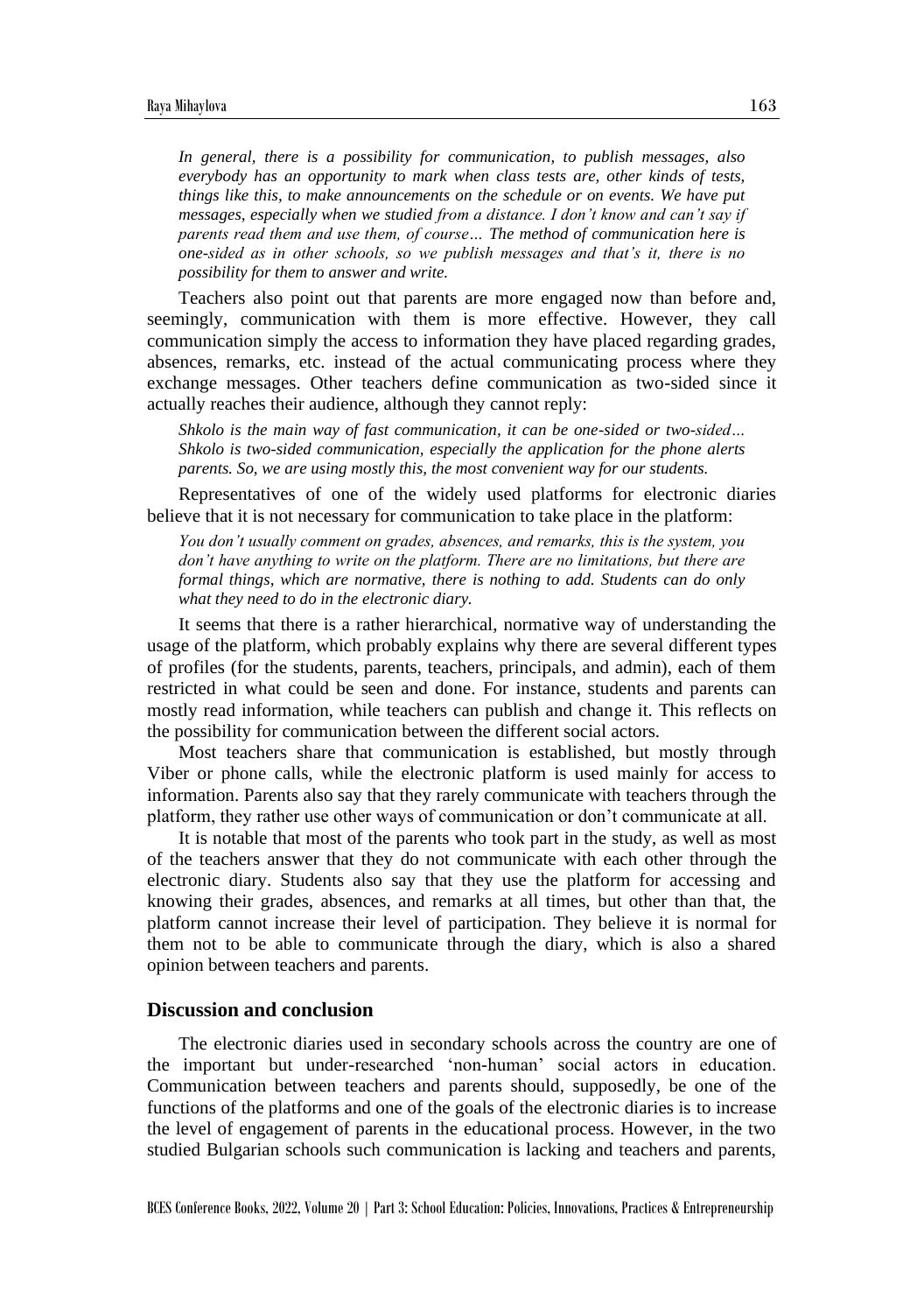*In general, there is a possibility for communication, to publish messages, also everybody has an opportunity to mark when class tests are, other kinds of tests, things like this, to make announcements on the schedule or on events. We have put messages, especially when we studied from a distance. I don't know and can't say if parents read them and use them, of course… The method of communication here is one-sided as in other schools, so we publish messages and that's it, there is no possibility for them to answer and write.*

Teachers also point out that parents are more engaged now than before and, seemingly, communication with them is more effective. However, they call communication simply the access to information they have placed regarding grades, absences, remarks, etc. instead of the actual communicating process where they exchange messages. Other teachers define communication as two-sided since it actually reaches their audience, although they cannot reply:

*Shkolo is the main way of fast communication, it can be one-sided or two-sided… Shkolo is two-sided communication, especially the application for the phone alerts parents. So, we are using mostly this, the most convenient way for our students.*

Representatives of one of the widely used platforms for electronic diaries believe that it is not necessary for communication to take place in the platform:

*You don't usually comment on grades, absences, and remarks, this is the system, you don't have anything to write on the platform. There are no limitations, but there are formal things, which are normative, there is nothing to add. Students can do only what they need to do in the electronic diary.*

It seems that there is a rather hierarchical, normative way of understanding the usage of the platform, which probably explains why there are several different types of profiles (for the students, parents, teachers, principals, and admin), each of them restricted in what could be seen and done. For instance, students and parents can mostly read information, while teachers can publish and change it. This reflects on the possibility for communication between the different social actors.

Most teachers share that communication is established, but mostly through Viber or phone calls, while the electronic platform is used mainly for access to information. Parents also say that they rarely communicate with teachers through the platform, they rather use other ways of communication or don't communicate at all.

It is notable that most of the parents who took part in the study, as well as most of the teachers answer that they do not communicate with each other through the electronic diary. Students also say that they use the platform for accessing and knowing their grades, absences, and remarks at all times, but other than that, the platform cannot increase their level of participation. They believe it is normal for them not to be able to communicate through the diary, which is also a shared opinion between teachers and parents.

## Discussion and conclusion

The electronic diaries used in secondary schools across the country are one of the important but under-researched 'non-human' social actors in education. Communication between teachers and parents should, supposedly, be one of the functions of the platforms and one of the goals of the electronic diaries is to increase the level of engagement of parents in the educational process. However, in the two studied Bulgarian schools such communication is lacking and teachers and parents,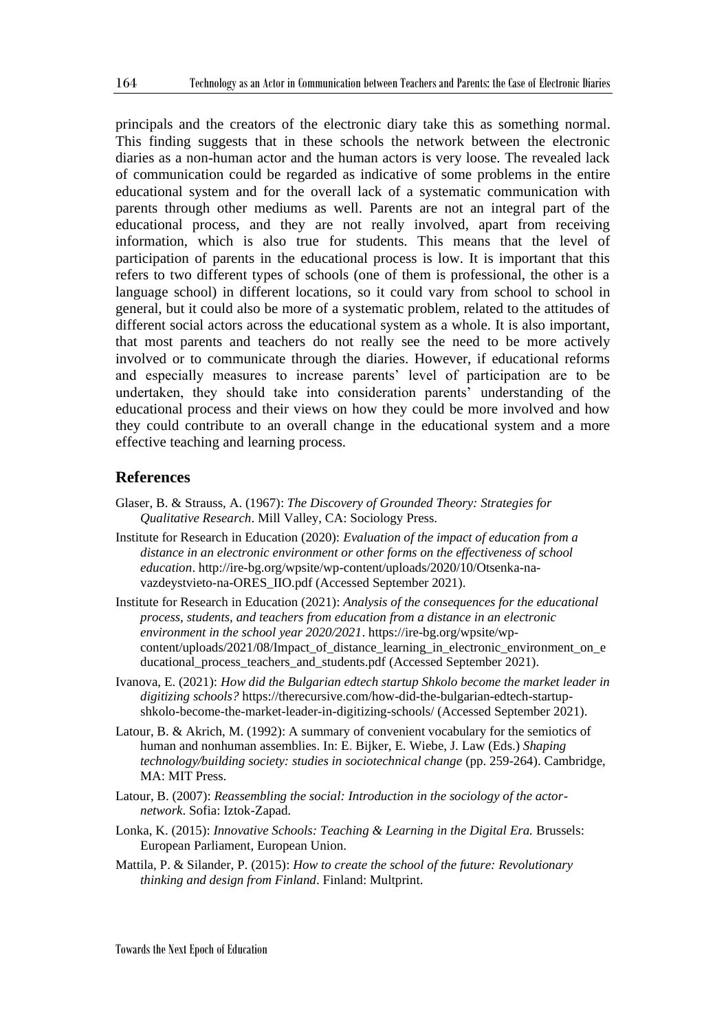principals and the creators of the electronic diary take this as something normal. This finding suggests that in these schools the network between the electronic diaries as a non-human actor and the human actors is very loose. The revealed lack of communication could be regarded as indicative of some problems in the entire educational system and for the overall lack of a systematic communication with parents through other mediums as well. Parents are not an integral part of the educational process, and they are not really involved, apart from receiving information, which is also true for students. This means that the level of participation of parents in the educational process is low. It is important that this refers to two different types of schools (one of them is professional, the other is a language school) in different locations, so it could vary from school to school in general, but it could also be more of a systematic problem, related to the attitudes of different social actors across the educational system as a whole. It is also important, that most parents and teachers do not really see the need to be more actively involved or to communicate through the diaries. However, if educational reforms and especially measures to increase parents' level of participation are to be undertaken, they should take into consideration parents' understanding of the educational process and their views on how they could be more involved and how they could contribute to an overall change in the educational system and a more effective teaching and learning process.

## References

Glaser, B. & Strauss, A. (1967): *The Discovery of Grounded Theory: Strategies for Qualitative Research*. Mill Valley, CA: Sociology Press.

Institute for Research in Education (2020): *Evaluation of the impact of education from a distance in an electronic environment or other forms on the effectiveness of school education*. http://ire-bg.org/wpsite/wp-content/uploads/2020/10/Otsenka-na-vazdeystvieto-na-ORES_IIO.pdf (Accessed September 2021).

Institute for Research in Education (2021): *Analysis of the consequences for the educational process, students, and teachers from education from a distance in an electronic environment in the school year 2020/2021*. https://ire-bg.org/wpsite/wp-content/uploads/2021/08/Impact_of_distance_learning_in_electronic_environment_on_educational_process_teachers_and_students.pdf (Accessed September 2021).

Ivanova, E. (2021): *How did the Bulgarian edtech startup Shkolo become the market leader in digitizing schools?* https://therecursive.com/how-did-the-bulgarian-edtech-startup-shkolo-become-the-market-leader-in-digitizing-schools/ (Accessed September 2021).

Latour, B. & Akrich, M. (1992): A summary of convenient vocabulary for the semiotics of human and nonhuman assemblies. In: E. Bijker, E. Wiebe, J. Law (Eds.) *Shaping technology/building society: studies in sociotechnical change* (pp. 259-264). Cambridge, MA: MIT Press.

Latour, B. (2007): *Reassembling the social: Introduction in the sociology of the actor-network*. Sofia: Iztok-Zapad.

Lonka, K. (2015): *Innovative Schools: Teaching & Learning in the Digital Era.* Brussels: European Parliament, European Union.

Mattila, P. & Silander, P. (2015): *How to create the school of the future: Revolutionary thinking and design from Finland*. Finland: Multprint.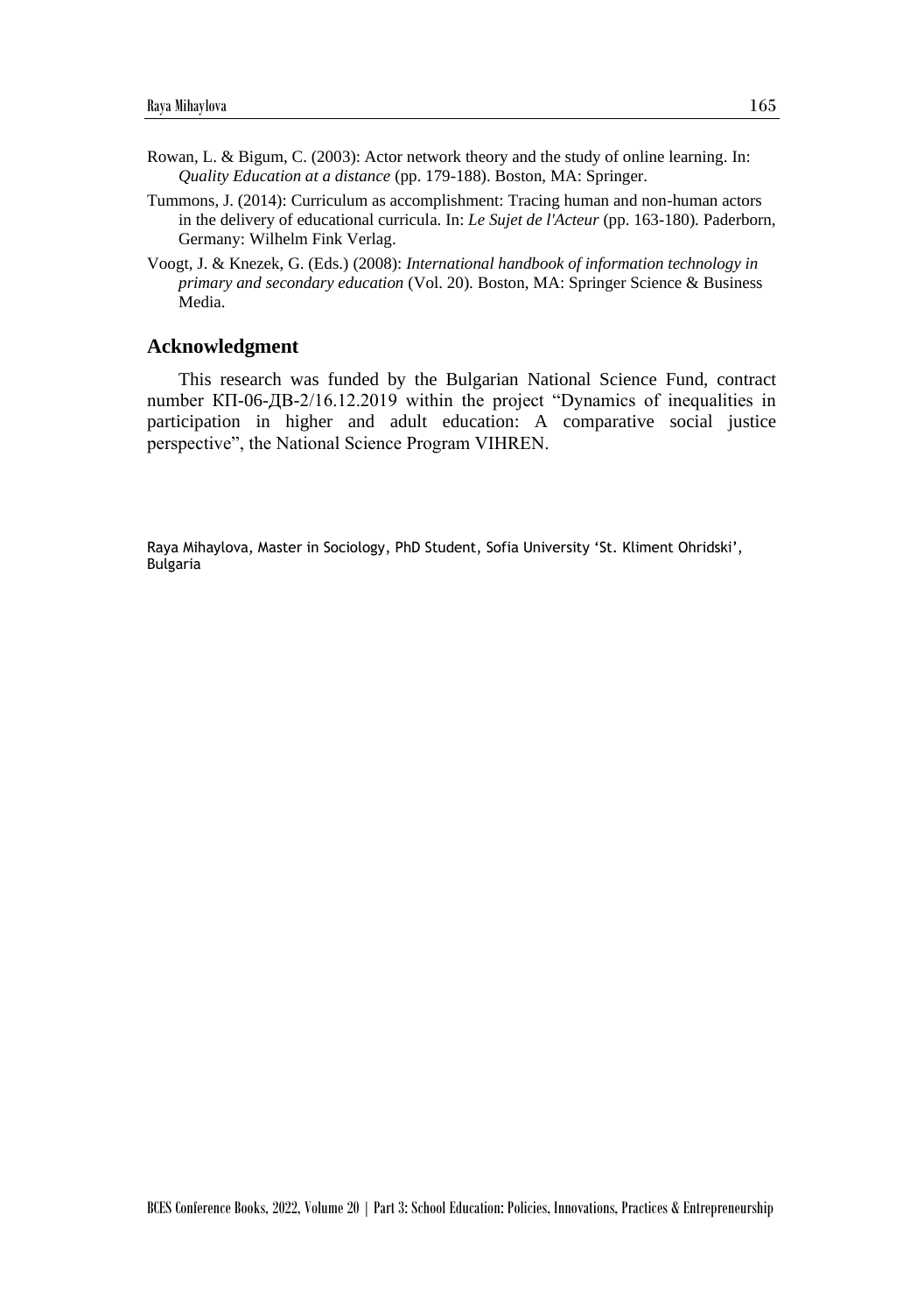Rowan, L. & Bigum, C. (2003): Actor network theory and the study of online learning. In: *Quality Education at a distance* (pp. 179-188). Boston, MA: Springer.

Tummons, J. (2014): Curriculum as accomplishment: Tracing human and non-human actors in the delivery of educational curricula. In: *Le Sujet de l'Acteur* (pp. 163-180). Paderborn, Germany: Wilhelm Fink Verlag.

Voogt, J. & Knezek, G. (Eds.) (2008): *International handbook of information technology in primary and secondary education* (Vol. 20). Boston, MA: Springer Science & Business Media.

## Acknowledgment

This research was funded by the Bulgarian National Science Fund, contract number КП-06-ДВ-2/16.12.2019 within the project "Dynamics of inequalities in participation in higher and adult education: A comparative social justice perspective", the National Science Program VIHREN.

Raya Mihaylova, Master in Sociology, PhD Student, Sofia University 'St. Kliment Ohridski', Bulgaria